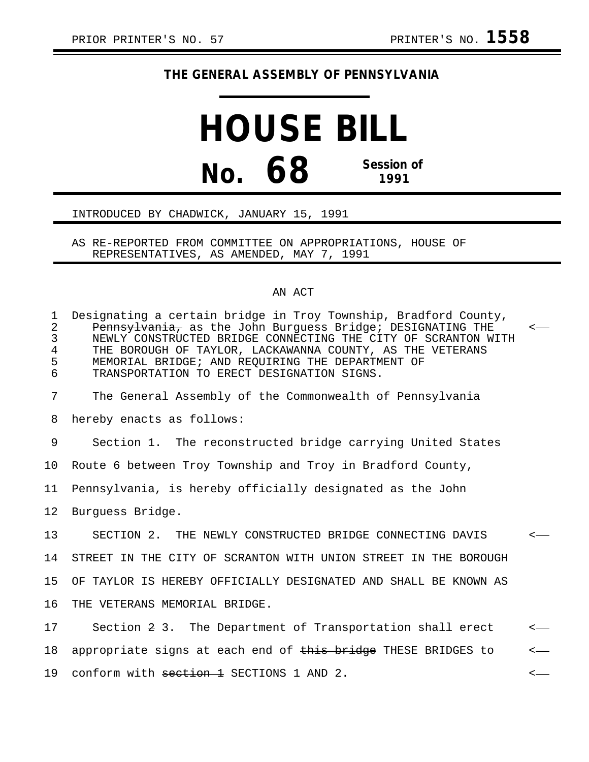PRIOR PRINTER'S NO. 57 PRINTER'S NO. **1558**

**THE GENERAL ASSEMBLY OF PENNSYLVANIA**

# HOUSE BILL

## No. 68 Session of 1991

INTRODUCED BY CHADWICK, JANUARY 15, 1991

AS RE-REPORTED FROM COMMITTEE ON APPROPRIATIONS, HOUSE OF REPRESENTATIVES, AS AMENDED, MAY 7, 1991

AN ACT

Designating a certain bridge in Troy Township, Bradford County, ~~Pennsylvania,~~ as the John Burguess Bridge; DESIGNATING THE NEWLY CONSTRUCTED BRIDGE CONNECTING THE CITY OF SCRANTON WITH THE BOROUGH OF TAYLOR, LACKAWANNA COUNTY, AS THE VETERANS MEMORIAL BRIDGE; AND REQUIRING THE DEPARTMENT OF TRANSPORTATION TO ERECT DESIGNATION SIGNS.

The General Assembly of the Commonwealth of Pennsylvania hereby enacts as follows:

Section 1. The reconstructed bridge carrying United States Route 6 between Troy Township and Troy in Bradford County, Pennsylvania, is hereby officially designated as the John Burguess Bridge.

SECTION 2. THE NEWLY CONSTRUCTED BRIDGE CONNECTING DAVIS STREET IN THE CITY OF SCRANTON WITH UNION STREET IN THE BOROUGH OF TAYLOR IS HEREBY OFFICIALLY DESIGNATED AND SHALL BE KNOWN AS THE VETERANS MEMORIAL BRIDGE.

Section ~~2~~ 3. The Department of Transportation shall erect appropriate signs at each end of ~~this bridge~~ THESE BRIDGES to conform with ~~section 1~~ SECTIONS 1 AND 2.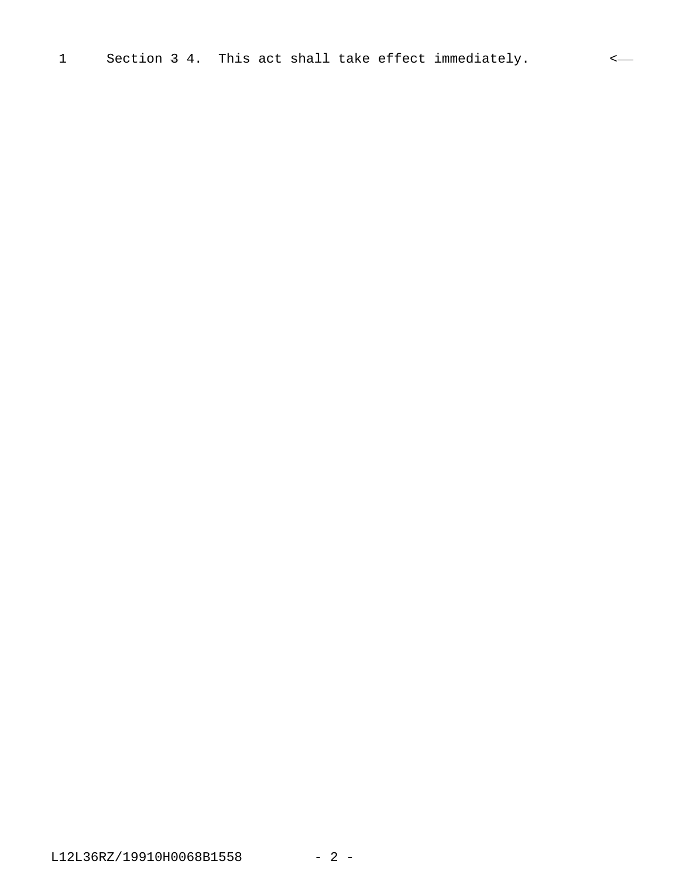1 Section ~~3~~ 4. This act shall take effect immediately. <—